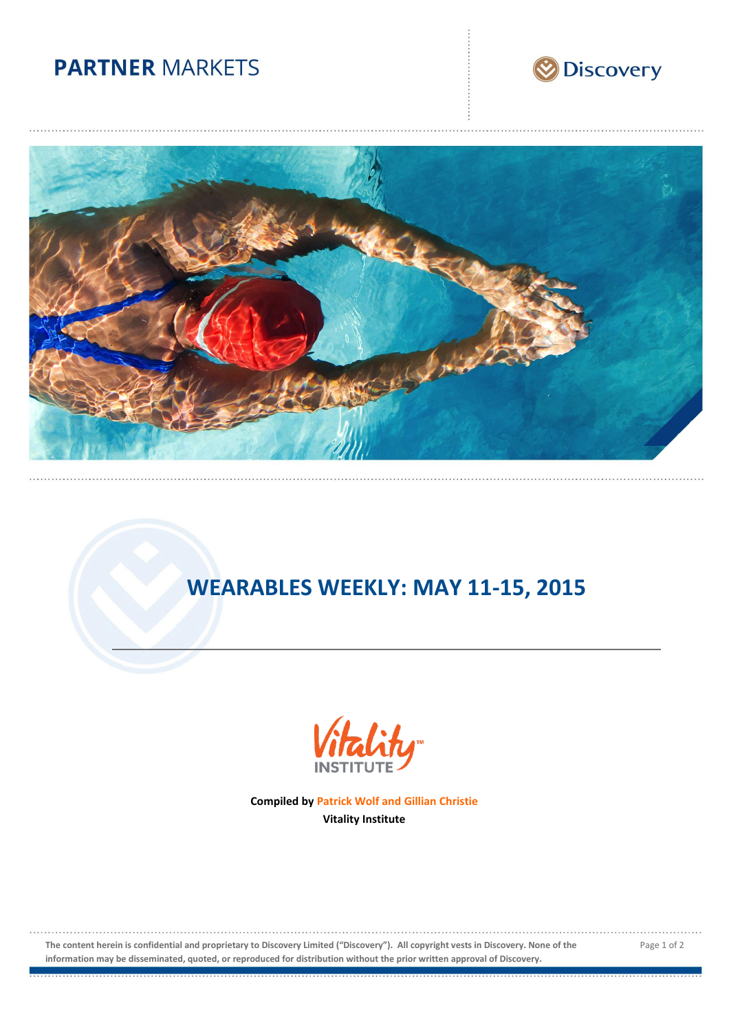**PARTNER** MARKETS

Discovery

# WEARABLES WEEKLY: MAY 11-15, 2015

Vitality™
INSTITUTE

**Compiled by Patrick Wolf and Gillian Christie**
**Vitality Institute**

**The content herein is confidential and proprietary to Discovery Limited ("Discovery"). All copyright vests in Discovery. None of the information may be disseminated, quoted, or reproduced for distribution without the prior written approval of Discovery.**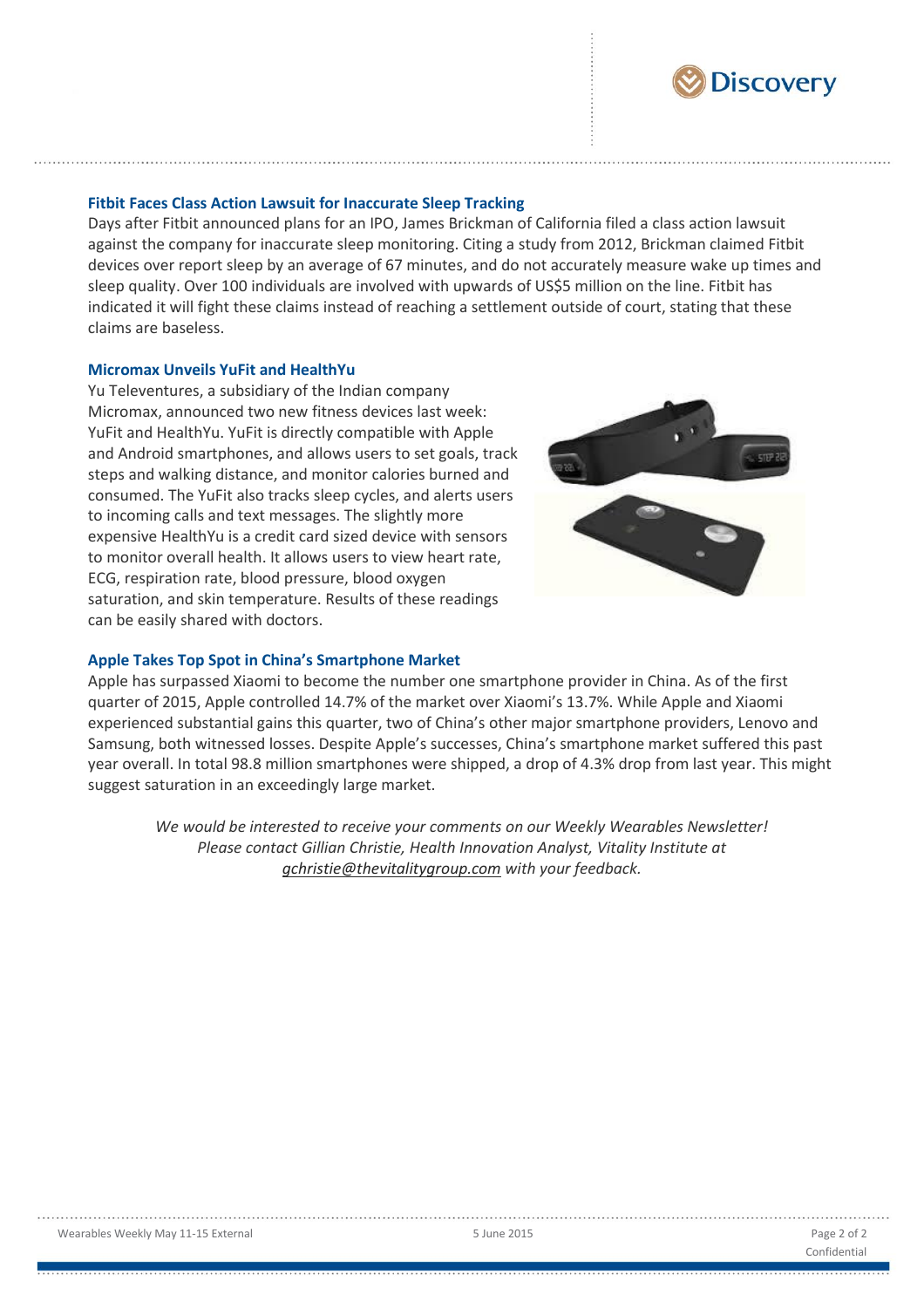### Fitbit Faces Class Action Lawsuit for Inaccurate Sleep Tracking

Days after Fitbit announced plans for an IPO, James Brickman of California filed a class action lawsuit against the company for inaccurate sleep monitoring. Citing a study from 2012, Brickman claimed Fitbit devices over report sleep by an average of 67 minutes, and do not accurately measure wake up times and sleep quality. Over 100 individuals are involved with upwards of US$5 million on the line. Fitbit has indicated it will fight these claims instead of reaching a settlement outside of court, stating that these claims are baseless.

### Micromax Unveils YuFit and HealthYu

Yu Televentures, a subsidiary of the Indian company Micromax, announced two new fitness devices last week: YuFit and HealthYu. YuFit is directly compatible with Apple and Android smartphones, and allows users to set goals, track steps and walking distance, and monitor calories burned and consumed. The YuFit also tracks sleep cycles, and alerts users to incoming calls and text messages. The slightly more expensive HealthYu is a credit card sized device with sensors to monitor overall health. It allows users to view heart rate, ECG, respiration rate, blood pressure, blood oxygen saturation, and skin temperature. Results of these readings can be easily shared with doctors.

### Apple Takes Top Spot in China's Smartphone Market

Apple has surpassed Xiaomi to become the number one smartphone provider in China. As of the first quarter of 2015, Apple controlled 14.7% of the market over Xiaomi's 13.7%. While Apple and Xiaomi experienced substantial gains this quarter, two of China's other major smartphone providers, Lenovo and Samsung, both witnessed losses. Despite Apple's successes, China's smartphone market suffered this past year overall. In total 98.8 million smartphones were shipped, a drop of 4.3% drop from last year. This might suggest saturation in an exceedingly large market.

*We would be interested to receive your comments on our Weekly Wearables Newsletter!*
*Please contact Gillian Christie, Health Innovation Analyst, Vitality Institute at*
*gchristie@thevitalitygroup.com with your feedback.*